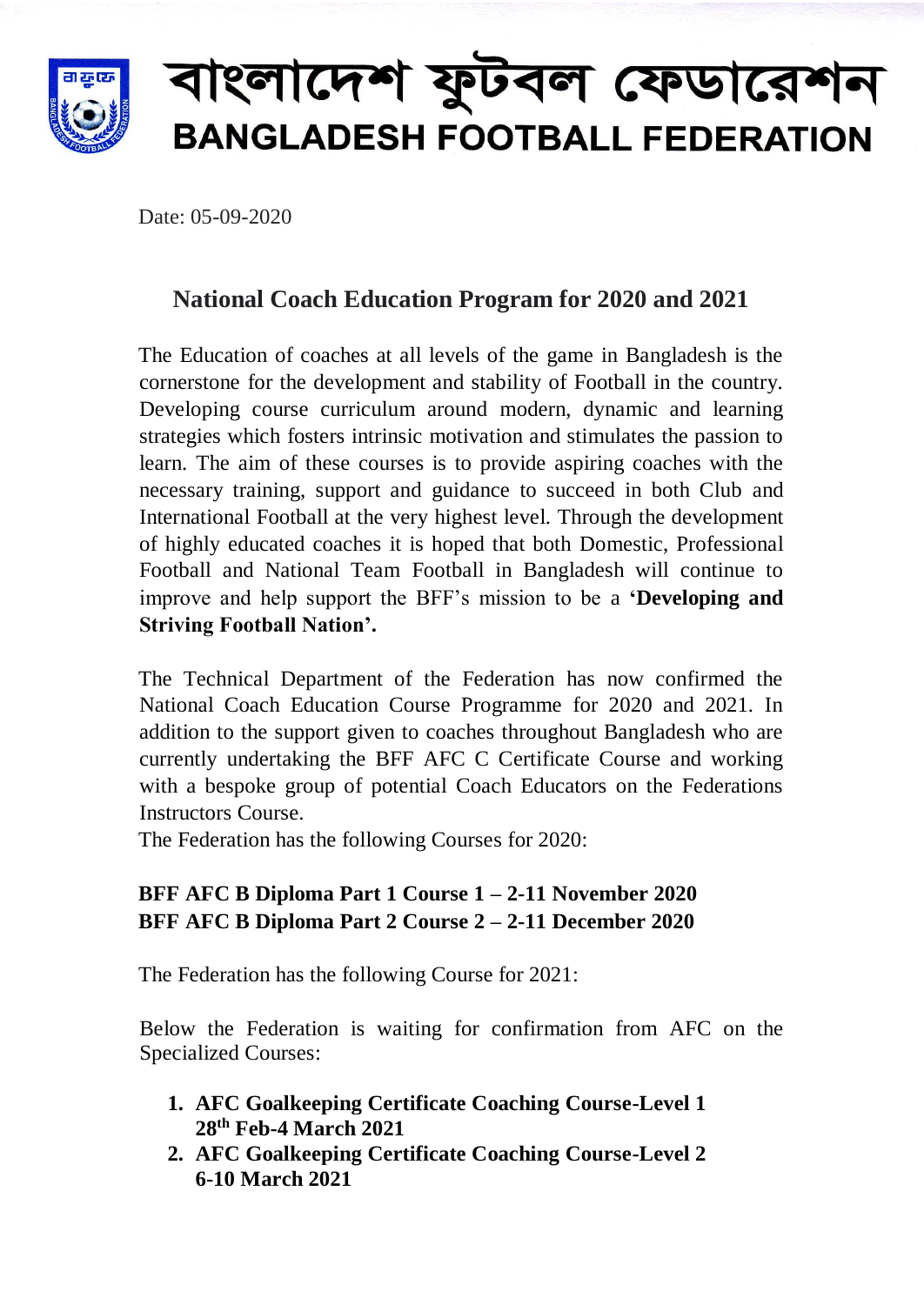# বাংলাদেশ ফুটবল ফেডারেশন
# BANGLADESH FOOTBALL FEDERATION

Date: 05-09-2020

## National Coach Education Program for 2020 and 2021

The Education of coaches at all levels of the game in Bangladesh is the cornerstone for the development and stability of Football in the country. Developing course curriculum around modern, dynamic and learning strategies which fosters intrinsic motivation and stimulates the passion to learn. The aim of these courses is to provide aspiring coaches with the necessary training, support and guidance to succeed in both Club and International Football at the very highest level. Through the development of highly educated coaches it is hoped that both Domestic, Professional Football and National Team Football in Bangladesh will continue to improve and help support the BFF's mission to be a **'Developing and Striving Football Nation'.**

The Technical Department of the Federation has now confirmed the National Coach Education Course Programme for 2020 and 2021. In addition to the support given to coaches throughout Bangladesh who are currently undertaking the BFF AFC C Certificate Course and working with a bespoke group of potential Coach Educators on the Federations Instructors Course.

The Federation has the following Courses for 2020:

**BFF AFC B Diploma Part 1 Course 1 – 2-11 November 2020**
**BFF AFC B Diploma Part 2 Course 2 – 2-11 December 2020**

The Federation has the following Course for 2021:

Below the Federation is waiting for confirmation from AFC on the Specialized Courses:

1. **AFC Goalkeeping Certificate Coaching Course-Level 1**
   **28th Feb-4 March 2021**
2. **AFC Goalkeeping Certificate Coaching Course-Level 2**
   **6-10 March 2021**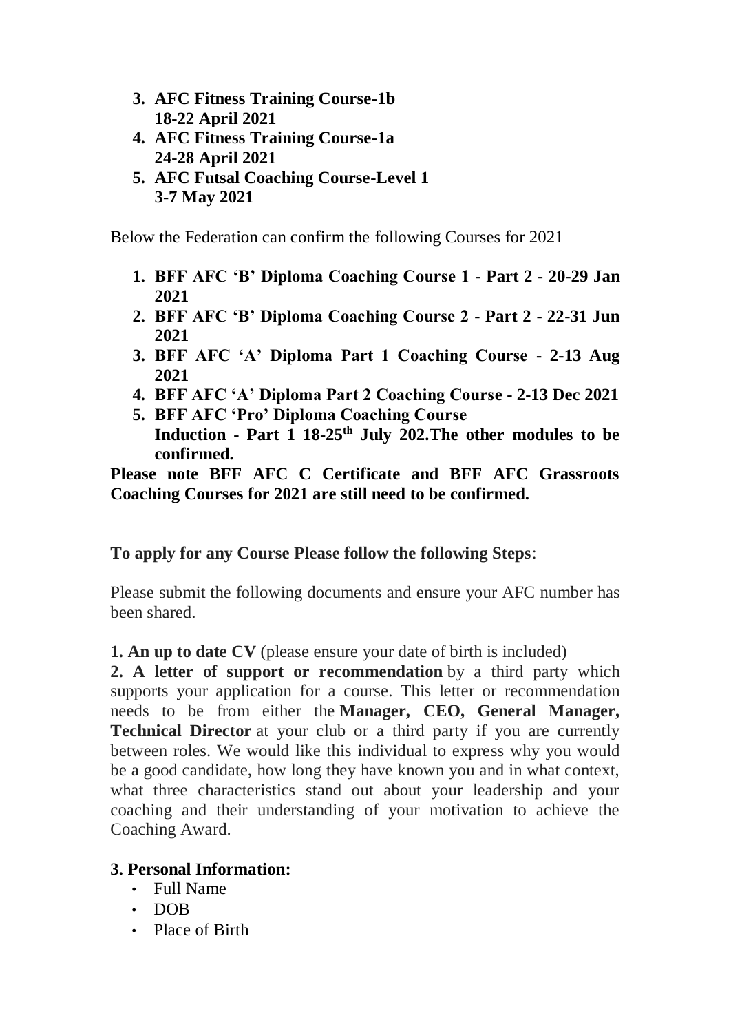3. **AFC Fitness Training Course-1b**
   **18-22 April 2021**
4. **AFC Fitness Training Course-1a**
   **24-28 April 2021**
5. **AFC Futsal Coaching Course-Level 1**
   **3-7 May 2021**

Below the Federation can confirm the following Courses for 2021

1. **BFF AFC 'B' Diploma Coaching Course 1 - Part 2 - 20-29 Jan 2021**
2. **BFF AFC 'B' Diploma Coaching Course 2 - Part 2 - 22-31 Jun 2021**
3. **BFF AFC 'A' Diploma Part 1 Coaching Course - 2-13 Aug 2021**
4. **BFF AFC 'A' Diploma Part 2 Coaching Course - 2-13 Dec 2021**
5. **BFF AFC 'Pro' Diploma Coaching Course**
   **Induction - Part 1 18-25th July 202.The other modules to be confirmed.**

**Please note BFF AFC C Certificate and BFF AFC Grassroots Coaching Courses for 2021 are still need to be confirmed.**

**To apply for any Course Please follow the following Steps**:

Please submit the following documents and ensure your AFC number has been shared.

**1. An up to date CV** (please ensure your date of birth is included)

**2. A letter of support or recommendation** by a third party which supports your application for a course. This letter or recommendation needs to be from either the **Manager, CEO, General Manager, Technical Director** at your club or a third party if you are currently between roles. We would like this individual to express why you would be a good candidate, how long they have known you and in what context, what three characteristics stand out about your leadership and your coaching and their understanding of your motivation to achieve the Coaching Award.

**3. Personal Information:**

- Full Name
- DOB
- Place of Birth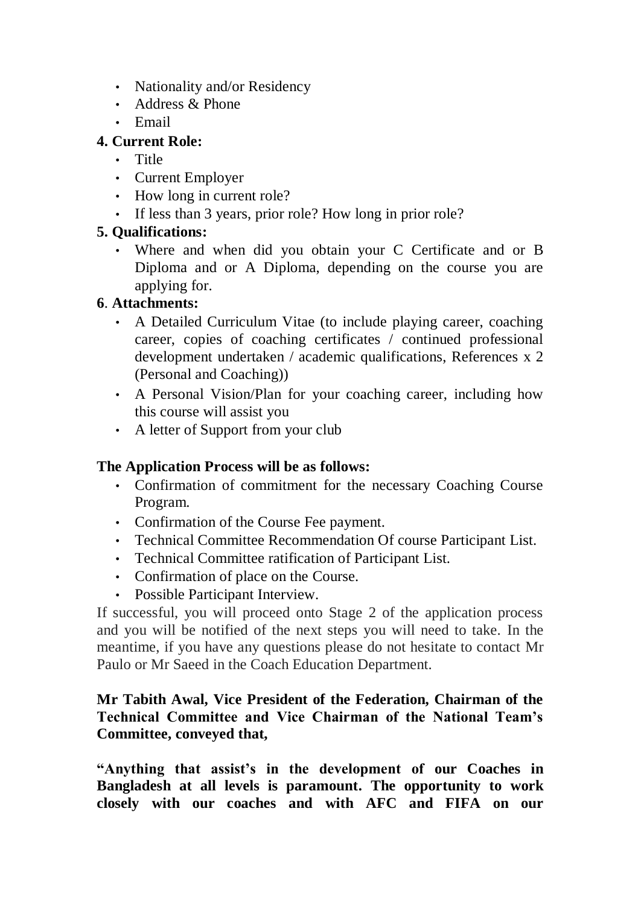- Nationality and/or Residency
- Address & Phone
- Email

**4. Current Role:**

- Title
- Current Employer
- How long in current role?
- If less than 3 years, prior role? How long in prior role?

**5. Qualifications:**

- Where and when did you obtain your C Certificate and or B Diploma and or A Diploma, depending on the course you are applying for.

**6**. **Attachments:**

- A Detailed Curriculum Vitae (to include playing career, coaching career, copies of coaching certificates / continued professional development undertaken / academic qualifications, References x 2 (Personal and Coaching))
- A Personal Vision/Plan for your coaching career, including how this course will assist you
- A letter of Support from your club

**The Application Process will be as follows:**

- Confirmation of commitment for the necessary Coaching Course Program.
- Confirmation of the Course Fee payment.
- Technical Committee Recommendation Of course Participant List.
- Technical Committee ratification of Participant List.
- Confirmation of place on the Course.
- Possible Participant Interview.

If successful, you will proceed onto Stage 2 of the application process and you will be notified of the next steps you will need to take. In the meantime, if you have any questions please do not hesitate to contact Mr Paulo or Mr Saeed in the Coach Education Department.

**Mr Tabith Awal, Vice President of the Federation, Chairman of the Technical Committee and Vice Chairman of the National Team's Committee, conveyed that,**

**"Anything that assist's in the development of our Coaches in Bangladesh at all levels is paramount. The opportunity to work closely with our coaches and with AFC and FIFA on our**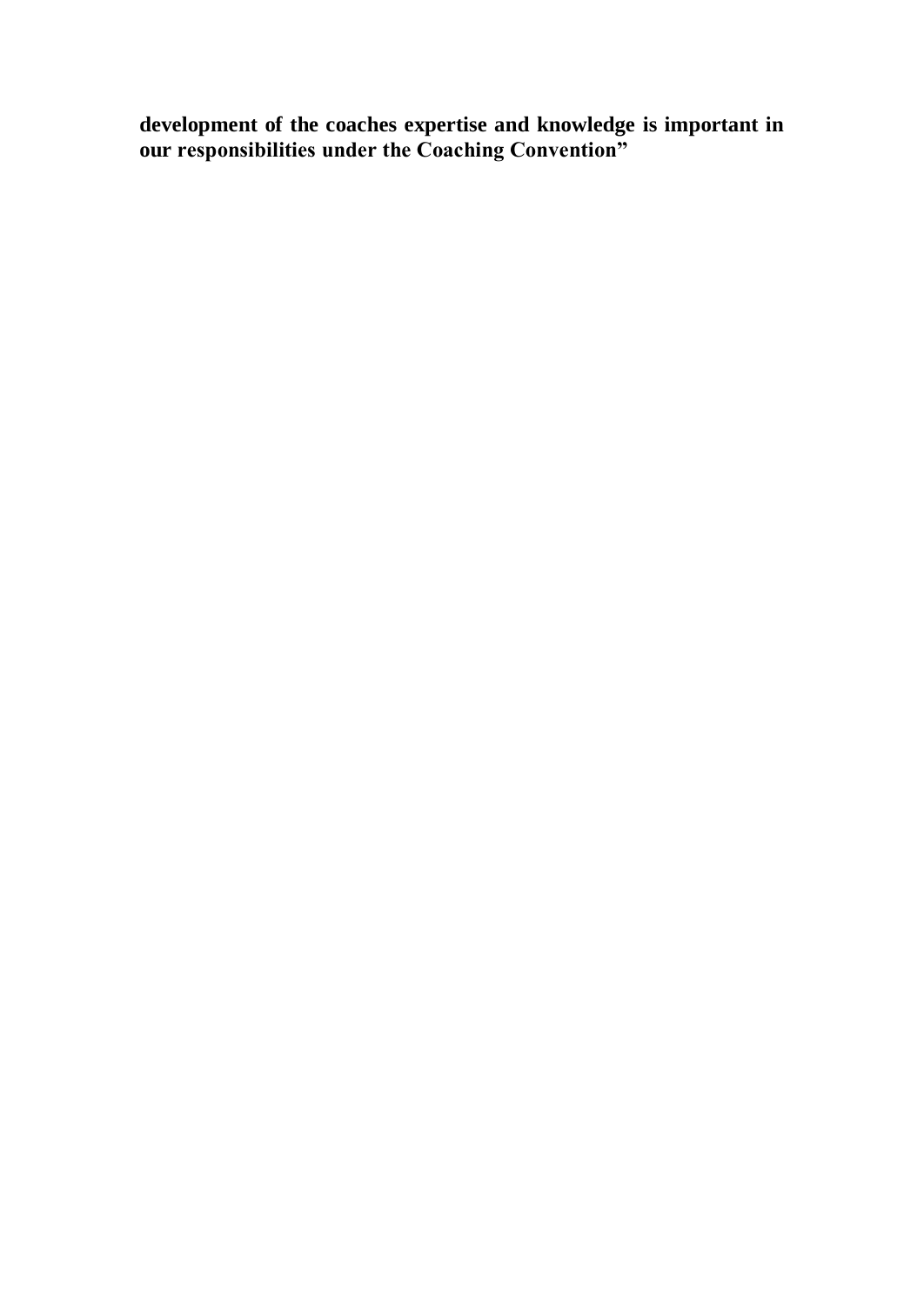**development of the coaches expertise and knowledge is important in our responsibilities under the Coaching Convention"**